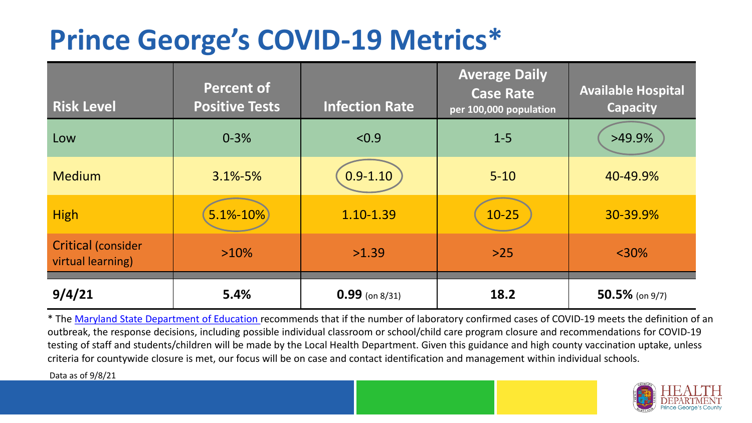# Prince George's COVID-19 Metrics*

| Risk Level | Percent of Positive Tests | Infection Rate | Average Daily Case Rate per 100,000 population | Available Hospital Capacity |
|---|---|---|---|---|
| Low | 0-3% | <0.9 | 1-5 | >49.9% |
| Medium | 3.1%-5% | 0.9-1.10 | 5-10 | 40-49.9% |
| High | 5.1%-10% | 1.10-1.39 | 10-25 | 30-39.9% |
| Critical (consider virtual learning) | >10% | >1.39 | >25 | <30% |
| **9/4/21** | **5.4%** | **0.99** (on 8/31) | **18.2** | **50.5%** (on 9/7) |

* The Maryland State Department of Education recommends that if the number of laboratory confirmed cases of COVID-19 meets the definition of an outbreak, the response decisions, including possible individual classroom or school/child care program closure and recommendations for COVID-19 testing of staff and students/children will be made by the Local Health Department. Given this guidance and high county vaccination uptake, unless criteria for countywide closure is met, our focus will be on case and contact identification and management within individual schools.

Data as of 9/8/21

HEALTH DEPARTMENT Prince George's County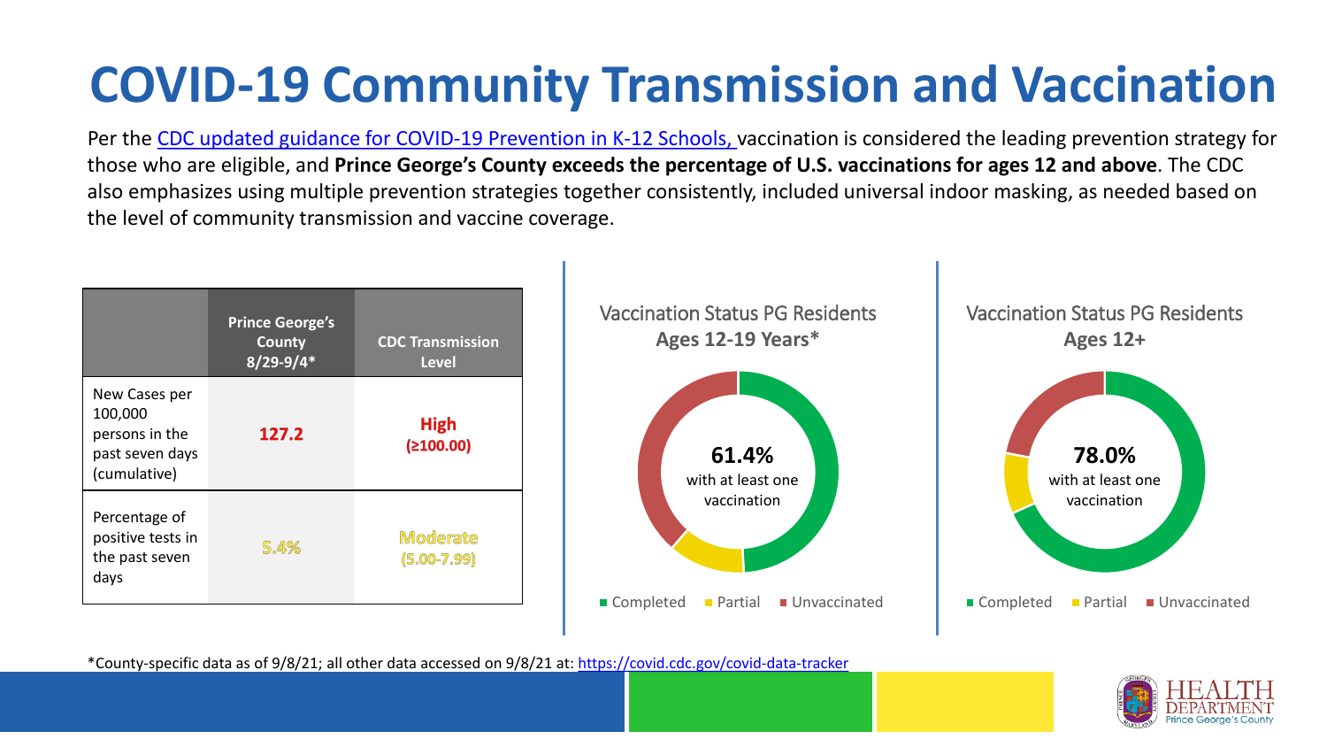# COVID-19 Community Transmission and Vaccination

Per the CDC updated guidance for COVID-19 Prevention in K-12 Schools, vaccination is considered the leading prevention strategy for those who are eligible, and **Prince George's County exceeds the percentage of U.S. vaccinations for ages 12 and above**. The CDC also emphasizes using multiple prevention strategies together consistently, included universal indoor masking, as needed based on the level of community transmission and vaccine coverage.

| | Prince George's County 8/29-9/4* | CDC Transmission Level |
|---|---|---|
| New Cases per 100,000 persons in the past seven days (cumulative) | **127.2** | **High (≥100.00)** |
| Percentage of positive tests in the past seven days | 5.4% | Moderate (5.00-7.99) |

Vaccination Status PG Residents
**Ages 12-19 Years***

**61.4%** with at least one vaccination

Completed | Partial | Unvaccinated

Vaccination Status PG Residents
**Ages 12+**

**78.0%** with at least one vaccination

Completed | Partial | Unvaccinated

*County-specific data as of 9/8/21; all other data accessed on 9/8/21 at: https://covid.cdc.gov/covid-data-tracker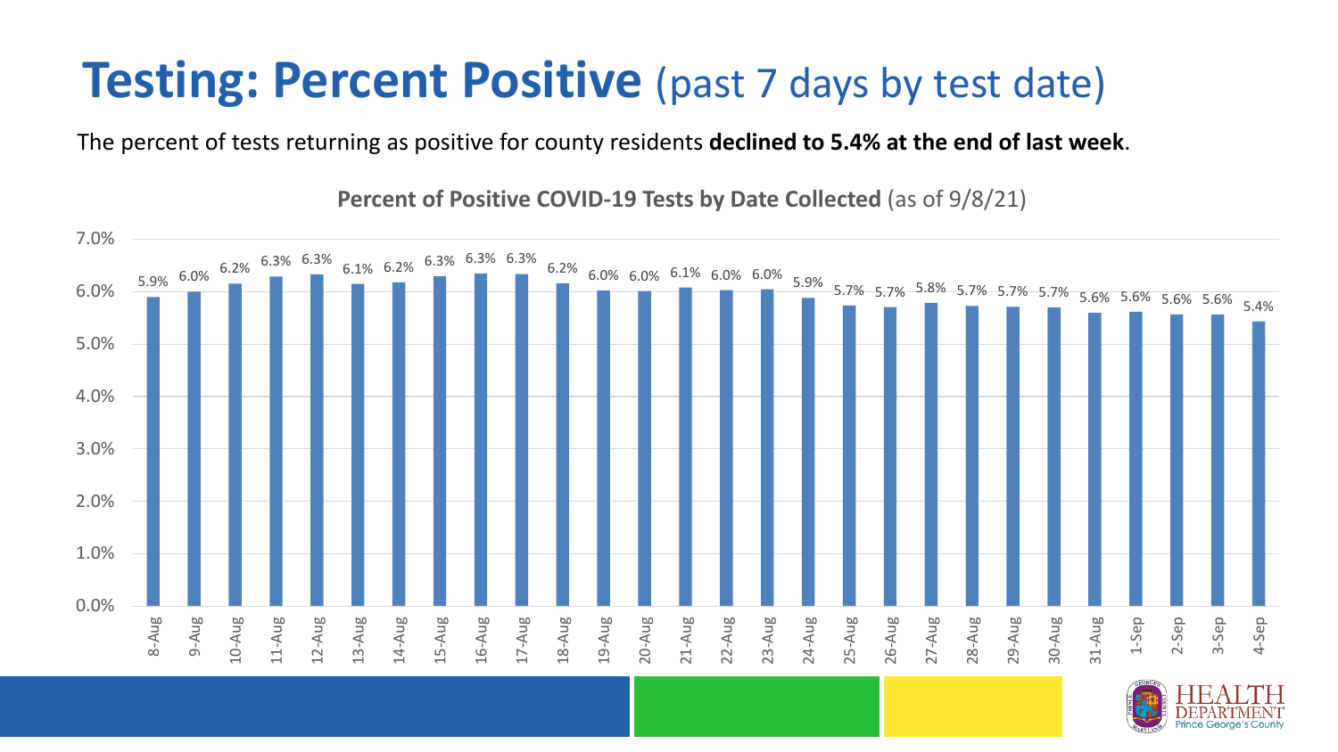# Testing: Percent Positive (past 7 days by test date)

The percent of tests returning as positive for county residents **declined to 5.4% at the end of last week**.

**Percent of Positive COVID-19 Tests by Date Collected** (as of 9/8/21)

| Date | Percent Positive |
|---|---|
| 8-Aug | 5.9% |
| 9-Aug | 6.0% |
| 10-Aug | 6.2% |
| 11-Aug | 6.3% |
| 12-Aug | 6.3% |
| 13-Aug | 6.1% |
| 14-Aug | 6.2% |
| 15-Aug | 6.3% |
| 16-Aug | 6.3% |
| 17-Aug | 6.3% |
| 18-Aug | 6.2% |
| 19-Aug | 6.0% |
| 20-Aug | 6.0% |
| 21-Aug | 6.1% |
| 22-Aug | 6.0% |
| 23-Aug | 6.0% |
| 24-Aug | 5.9% |
| 25-Aug | 5.7% |
| 26-Aug | 5.7% |
| 27-Aug | 5.8% |
| 28-Aug | 5.7% |
| 29-Aug | 5.7% |
| 30-Aug | 5.7% |
| 31-Aug | 5.6% |
| 1-Sep | 5.6% |
| 2-Sep | 5.6% |
| 3-Sep | 5.6% |
| 4-Sep | 5.4% |

HEALTH DEPARTMENT Prince George's County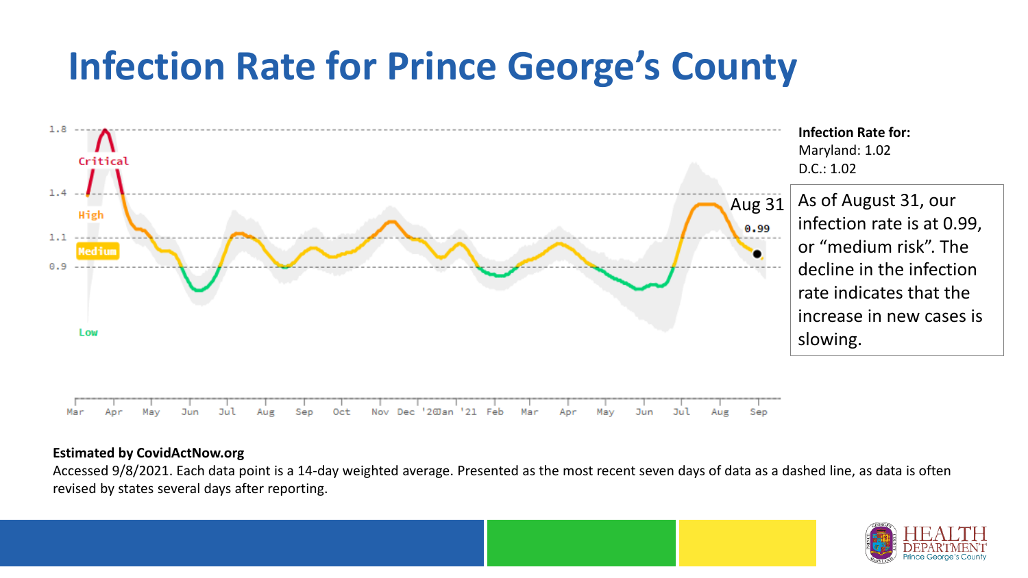# Infection Rate for Prince George's County

**Infection Rate for:**
Maryland: 1.02
D.C.: 1.02

As of August 31, our infection rate is at 0.99, or "medium risk". The decline in the infection rate indicates that the increase in new cases is slowing.

**Estimated by CovidActNow.org**

Accessed 9/8/2021. Each data point is a 14-day weighted average. Presented as the most recent seven days of data as a dashed line, as data is often revised by states several days after reporting.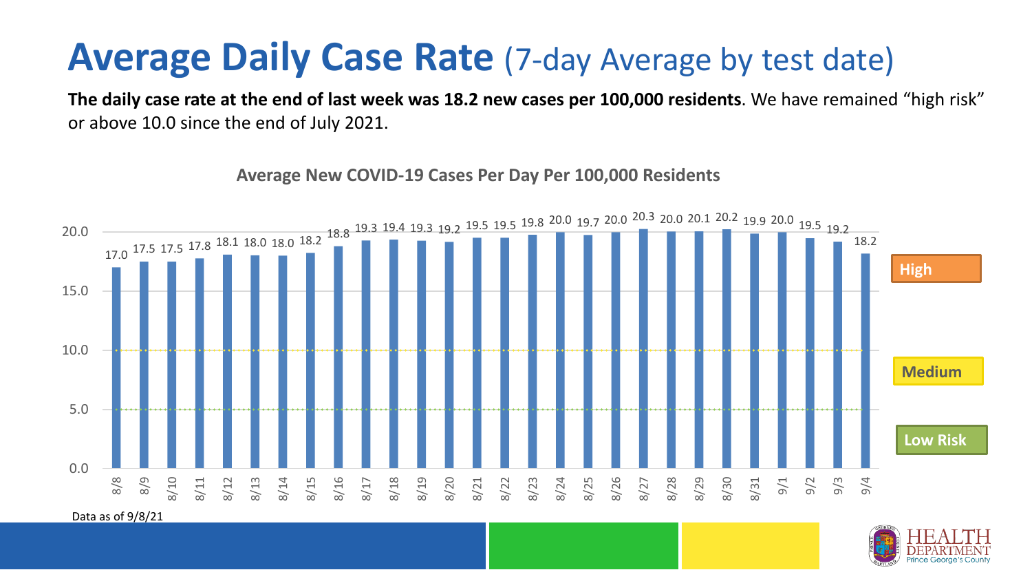# Average Daily Case Rate (7-day Average by test date)

**The daily case rate at the end of last week was 18.2 new cases per 100,000 residents**. We have remained "high risk" or above 10.0 since the end of July 2021.

**Average New COVID-19 Cases Per Day Per 100,000 Residents**

| Date | Cases per 100,000 |
|---|---|
| 8/8 | 17.0 |
| 8/9 | 17.5 |
| 8/10 | 17.5 |
| 8/11 | 17.8 |
| 8/12 | 18.1 |
| 8/13 | 18.0 |
| 8/14 | 18.0 |
| 8/15 | 18.2 |
| 8/16 | 18.8 |
| 8/17 | 19.3 |
| 8/18 | 19.4 |
| 8/19 | 19.3 |
| 8/20 | 19.2 |
| 8/21 | 19.5 |
| 8/22 | 19.5 |
| 8/23 | 19.8 |
| 8/24 | 20.0 |
| 8/25 | 19.7 |
| 8/26 | 20.0 |
| 8/27 | 20.3 |
| 8/28 | 20.0 |
| 8/29 | 20.1 |
| 8/30 | 20.2 |
| 8/31 | 19.9 |
| 9/1 | 20.0 |
| 9/2 | 19.5 |
| 9/3 | 19.2 |
| 9/4 | 18.2 |

Risk levels: High (above 10.0), Medium (5.0–10.0), Low Risk (below 5.0)

Data as of 9/8/21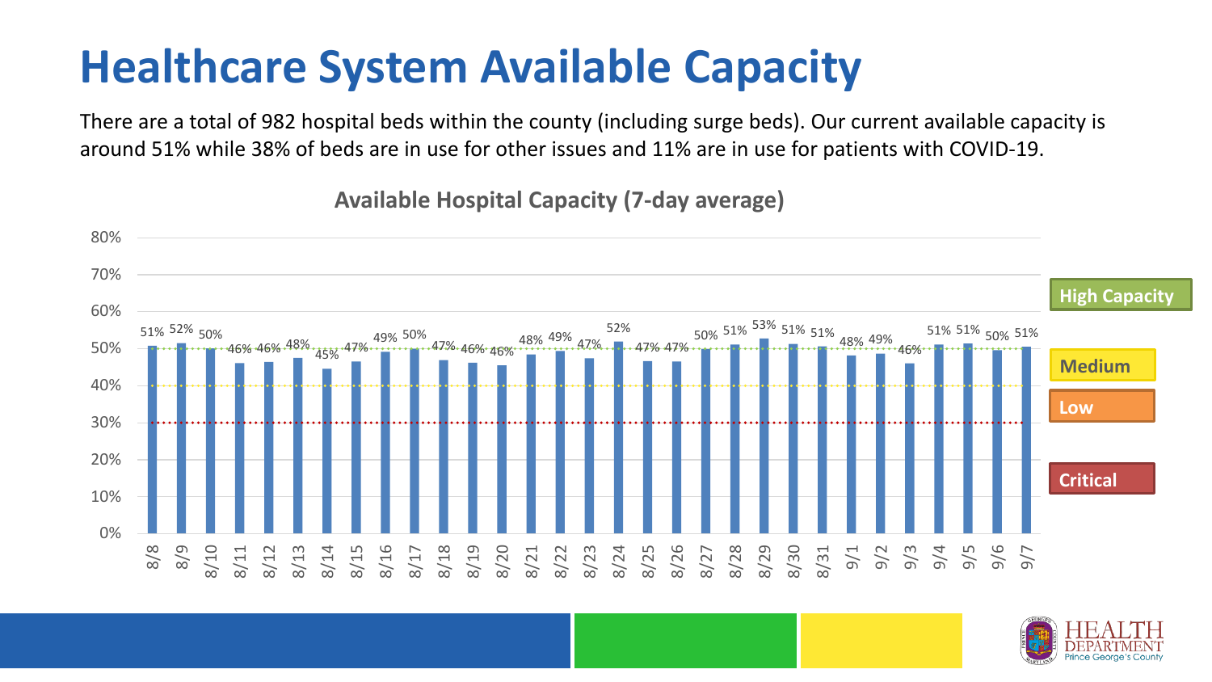# Healthcare System Available Capacity

There are a total of 982 hospital beds within the county (including surge beds). Our current available capacity is around 51% while 38% of beds are in use for other issues and 11% are in use for patients with COVID-19.

Available Hospital Capacity (7-day average)

80%
70%
60%
50%
40%
30%
20%
10%
0%

8/8 51%
8/9 52%
8/10 50%
8/11 46%
8/12 46%
8/13 48%
8/14 45%
8/15 47%
8/16 49%
8/17 50%
8/18 47%
8/19 46%
8/20 46%
8/21 48%
8/22 49%
8/23 47%
8/24 52%
8/25 47%
8/26 47%
8/27 50%
8/28 51%
8/29 53%
8/30 51%
8/31 51%
9/1 48%
9/2 49%
9/3 46%
9/4 51%
9/5 51%
9/6 50%
9/7 51%

High Capacity
Medium
Low
Critical

HEALTH DEPARTMENT Prince George's County